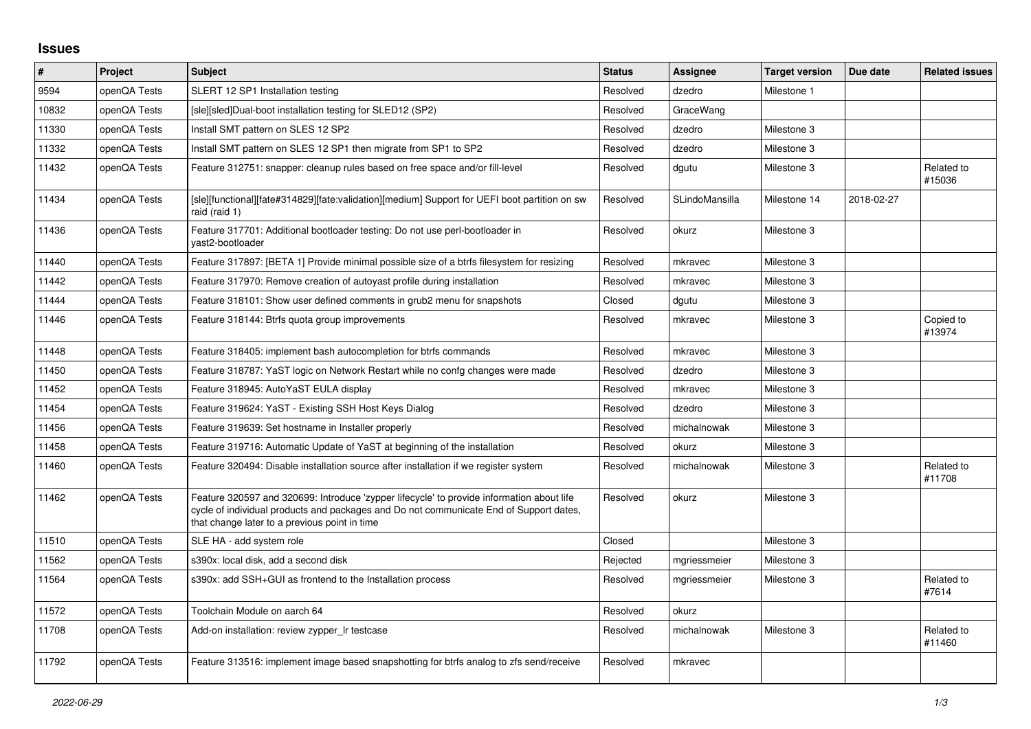## Issues

| # | Project | Subject | Status | Assignee | Target version | Due date | Related issues |
|---|---|---|---|---|---|---|---|
| 9594 | openQA Tests | SLERT 12 SP1 Installation testing | Resolved | dzedro | Milestone 1 | | |
| 10832 | openQA Tests | [sle][sled]Dual-boot installation testing for SLED12 (SP2) | Resolved | GraceWang | | | |
| 11330 | openQA Tests | Install SMT pattern on SLES 12 SP2 | Resolved | dzedro | Milestone 3 | | |
| 11332 | openQA Tests | Install SMT pattern on SLES 12 SP1 then migrate from SP1 to SP2 | Resolved | dzedro | Milestone 3 | | |
| 11432 | openQA Tests | Feature 312751: snapper: cleanup rules based on free space and/or fill-level | Resolved | dgutu | Milestone 3 | | Related to #15036 |
| 11434 | openQA Tests | [sle][functional][fate#314829][fate:validation][medium] Support for UEFI boot partition on sw raid (raid 1) | Resolved | SLindoMansilla | Milestone 14 | 2018-02-27 | |
| 11436 | openQA Tests | Feature 317701: Additional bootloader testing: Do not use perl-bootloader in yast2-bootloader | Resolved | okurz | Milestone 3 | | |
| 11440 | openQA Tests | Feature 317897: [BETA 1] Provide minimal possible size of a btrfs filesystem for resizing | Resolved | mkravec | Milestone 3 | | |
| 11442 | openQA Tests | Feature 317970: Remove creation of autoyast profile during installation | Resolved | mkravec | Milestone 3 | | |
| 11444 | openQA Tests | Feature 318101: Show user defined comments in grub2 menu for snapshots | Closed | dgutu | Milestone 3 | | |
| 11446 | openQA Tests | Feature 318144: Btrfs quota group improvements | Resolved | mkravec | Milestone 3 | | Copied to #13974 |
| 11448 | openQA Tests | Feature 318405: implement bash autocompletion for btrfs commands | Resolved | mkravec | Milestone 3 | | |
| 11450 | openQA Tests | Feature 318787: YaST logic on Network Restart while no confg changes were made | Resolved | dzedro | Milestone 3 | | |
| 11452 | openQA Tests | Feature 318945: AutoYaST EULA display | Resolved | mkravec | Milestone 3 | | |
| 11454 | openQA Tests | Feature 319624: YaST - Existing SSH Host Keys Dialog | Resolved | dzedro | Milestone 3 | | |
| 11456 | openQA Tests | Feature 319639: Set hostname in Installer properly | Resolved | michalnowak | Milestone 3 | | |
| 11458 | openQA Tests | Feature 319716: Automatic Update of YaST at beginning of the installation | Resolved | okurz | Milestone 3 | | |
| 11460 | openQA Tests | Feature 320494: Disable installation source after installation if we register system | Resolved | michalnowak | Milestone 3 | | Related to #11708 |
| 11462 | openQA Tests | Feature 320597 and 320699: Introduce 'zypper lifecycle' to provide information about life cycle of individual products and packages and Do not communicate End of Support dates, that change later to a previous point in time | Resolved | okurz | Milestone 3 | | |
| 11510 | openQA Tests | SLE HA - add system role | Closed | | Milestone 3 | | |
| 11562 | openQA Tests | s390x: local disk, add a second disk | Rejected | mgriessmeier | Milestone 3 | | |
| 11564 | openQA Tests | s390x: add SSH+GUI as frontend to the Installation process | Resolved | mgriessmeier | Milestone 3 | | Related to #7614 |
| 11572 | openQA Tests | Toolchain Module on aarch 64 | Resolved | okurz | | | |
| 11708 | openQA Tests | Add-on installation: review zypper_lr testcase | Resolved | michalnowak | Milestone 3 | | Related to #11460 |
| 11792 | openQA Tests | Feature 313516: implement image based snapshotting for btrfs analog to zfs send/receive | Resolved | mkravec | | | |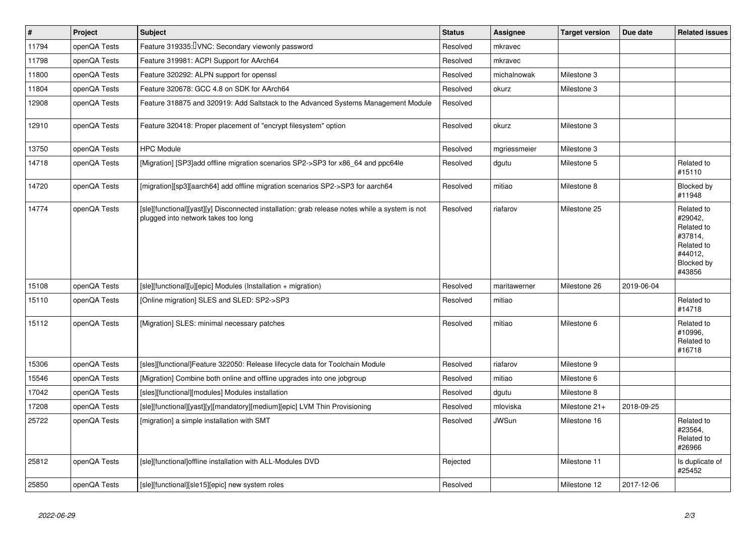| # | Project | Subject | Status | Assignee | Target version | Due date | Related issues |
|---|---|---|---|---|---|---|---|
| 11794 | openQA Tests | Feature 319335: VNC: Secondary viewonly password | Resolved | mkravec | | | |
| 11798 | openQA Tests | Feature 319981: ACPI Support for AArch64 | Resolved | mkravec | | | |
| 11800 | openQA Tests | Feature 320292: ALPN support for openssl | Resolved | michalnowak | Milestone 3 | | |
| 11804 | openQA Tests | Feature 320678: GCC 4.8 on SDK for AArch64 | Resolved | okurz | Milestone 3 | | |
| 12908 | openQA Tests | Feature 318875 and 320919: Add Saltstack to the Advanced Systems Management Module | Resolved | | | | |
| 12910 | openQA Tests | Feature 320418: Proper placement of "encrypt filesystem" option | Resolved | okurz | Milestone 3 | | |
| 13750 | openQA Tests | HPC Module | Resolved | mgriessmeier | Milestone 3 | | |
| 14718 | openQA Tests | [Migration] [SP3]add offline migration scenarios SP2->SP3 for x86_64 and ppc64le | Resolved | dgutu | Milestone 5 | | Related to #15110 |
| 14720 | openQA Tests | [migration][sp3][aarch64] add offline migration scenarios SP2->SP3 for aarch64 | Resolved | mitiao | Milestone 8 | | Blocked by #11948 |
| 14774 | openQA Tests | [sle][functional][yast][y] Disconnected installation: grab release notes while a system is not plugged into network takes too long | Resolved | riafarov | Milestone 25 | | Related to #29042, Related to #37814, Related to #44012, Blocked by #43856 |
| 15108 | openQA Tests | [sle][functional][u][epic] Modules (Installation + migration) | Resolved | maritawerner | Milestone 26 | 2019-06-04 | |
| 15110 | openQA Tests | [Online migration] SLES and SLED: SP2->SP3 | Resolved | mitiao | | | Related to #14718 |
| 15112 | openQA Tests | [Migration] SLES: minimal necessary patches | Resolved | mitiao | Milestone 6 | | Related to #10996, Related to #16718 |
| 15306 | openQA Tests | [sles][functional]Feature 322050: Release lifecycle data for Toolchain Module | Resolved | riafarov | Milestone 9 | | |
| 15546 | openQA Tests | [Migration] Combine both online and offline upgrades into one jobgroup | Resolved | mitiao | Milestone 6 | | |
| 17042 | openQA Tests | [sles][functional][modules] Modules installation | Resolved | dgutu | Milestone 8 | | |
| 17208 | openQA Tests | [sle][functional][yast][y][mandatory][medium][epic] LVM Thin Provisioning | Resolved | mloviska | Milestone 21+ | 2018-09-25 | |
| 25722 | openQA Tests | [migration] a simple installation with SMT | Resolved | JWSun | Milestone 16 | | Related to #23564, Related to #26966 |
| 25812 | openQA Tests | [sle][functional]offline installation with ALL-Modules DVD | Rejected | | Milestone 11 | | Is duplicate of #25452 |
| 25850 | openQA Tests | [sle][functional][sle15][epic] new system roles | Resolved | | Milestone 12 | 2017-12-06 | |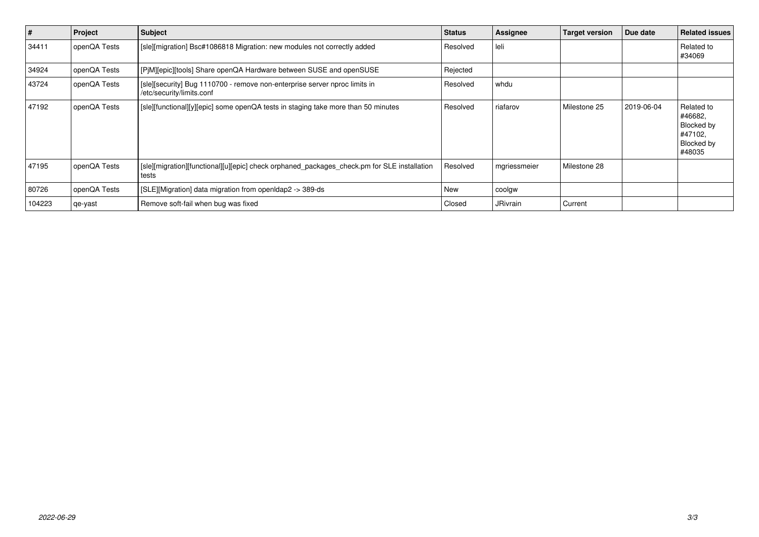| # | Project | Subject | Status | Assignee | Target version | Due date | Related issues |
|---|---|---|---|---|---|---|---|
| 34411 | openQA Tests | [sle][migration] Bsc#1086818 Migration: new modules not correctly added | Resolved | leli | | | Related to #34069 |
| 34924 | openQA Tests | [PjM][epic][tools] Share openQA Hardware between SUSE and openSUSE | Rejected | | | | |
| 43724 | openQA Tests | [sle][security] Bug 1110700 - remove non-enterprise server nproc limits in /etc/security/limits.conf | Resolved | whdu | | | |
| 47192 | openQA Tests | [sle][functional][y][epic] some openQA tests in staging take more than 50 minutes | Resolved | riafarov | Milestone 25 | 2019-06-04 | Related to #46682, Blocked by #47102, Blocked by #48035 |
| 47195 | openQA Tests | [sle][migration][functional][u][epic] check orphaned_packages_check.pm for SLE installation tests | Resolved | mgriessmeier | Milestone 28 | | |
| 80726 | openQA Tests | [SLE][Migration] data migration from openldap2 -> 389-ds | New | coolgw | | | |
| 104223 | qe-yast | Remove soft-fail when bug was fixed | Closed | JRivrain | Current | | |